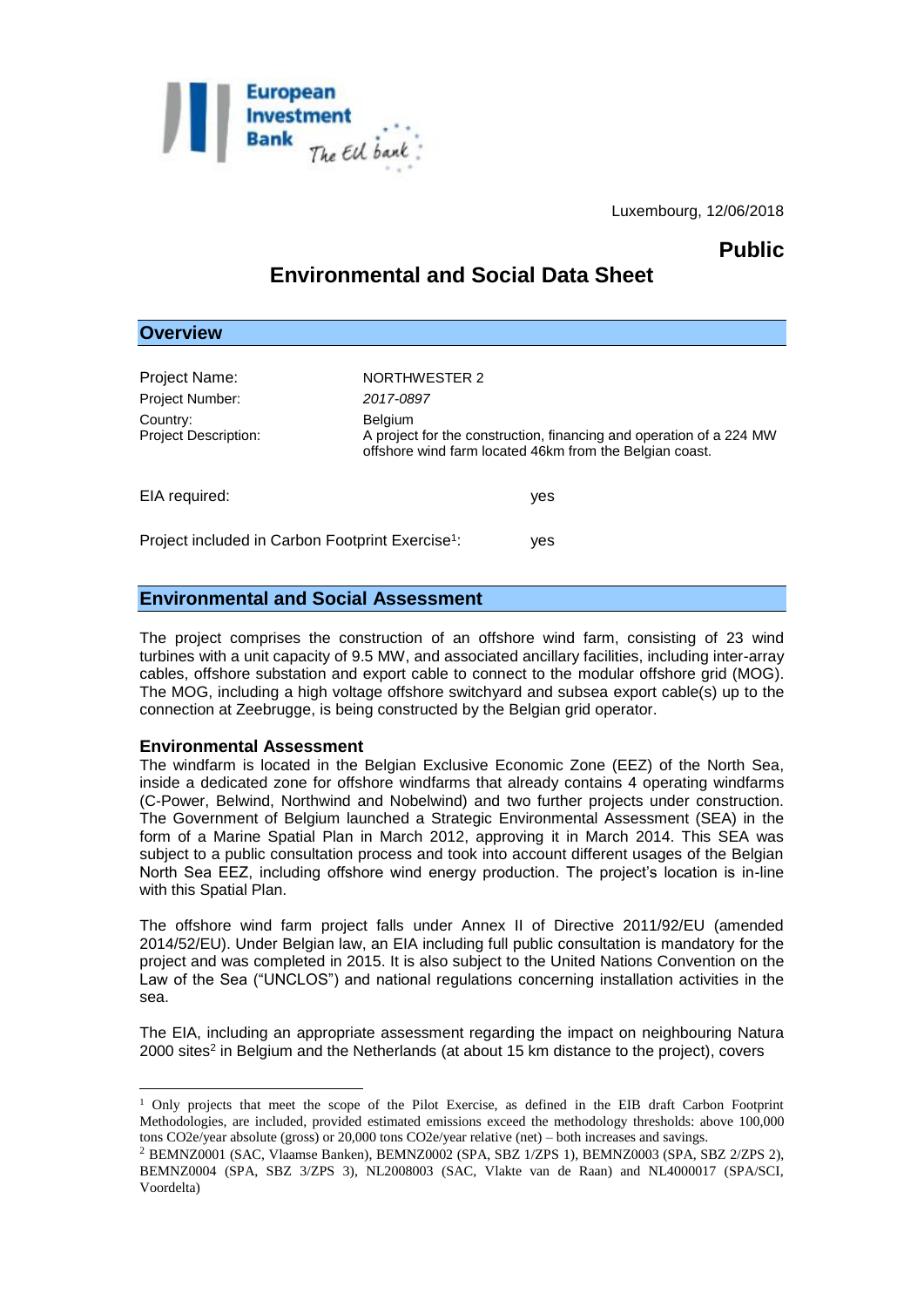Luxembourg, 12/06/2018

**Public**

# Environmental and Social Data Sheet

## Overview

| | |
|---|---|
| Project Name: | NORTHWESTER 2 |
| Project Number: | *2017-0897* |
| Country: | Belgium |
| Project Description: | A project for the construction, financing and operation of a 224 MW offshore wind farm located 46km from the Belgian coast. |

EIA required: yes

Project included in Carbon Footprint Exercise[1]: yes

## Environmental and Social Assessment

The project comprises the construction of an offshore wind farm, consisting of 23 wind turbines with a unit capacity of 9.5 MW, and associated ancillary facilities, including inter-array cables, offshore substation and export cable to connect to the modular offshore grid (MOG). The MOG, including a high voltage offshore switchyard and subsea export cable(s) up to the connection at Zeebrugge, is being constructed by the Belgian grid operator.

### Environmental Assessment

The windfarm is located in the Belgian Exclusive Economic Zone (EEZ) of the North Sea, inside a dedicated zone for offshore windfarms that already contains 4 operating windfarms (C-Power, Belwind, Northwind and Nobelwind) and two further projects under construction. The Government of Belgium launched a Strategic Environmental Assessment (SEA) in the form of a Marine Spatial Plan in March 2012, approving it in March 2014. This SEA was subject to a public consultation process and took into account different usages of the Belgian North Sea EEZ, including offshore wind energy production. The project's location is in-line with this Spatial Plan.

The offshore wind farm project falls under Annex II of Directive 2011/92/EU (amended 2014/52/EU). Under Belgian law, an EIA including full public consultation is mandatory for the project and was completed in 2015. It is also subject to the United Nations Convention on the Law of the Sea ("UNCLOS") and national regulations concerning installation activities in the sea.

The EIA, including an appropriate assessment regarding the impact on neighbouring Natura 2000 sites[2] in Belgium and the Netherlands (at about 15 km distance to the project), covers

---

[1] Only projects that meet the scope of the Pilot Exercise, as defined in the EIB draft Carbon Footprint Methodologies, are included, provided estimated emissions exceed the methodology thresholds: above 100,000 tons CO2e/year absolute (gross) or 20,000 tons CO2e/year relative (net) – both increases and savings.

[2] BEMNZ0001 (SAC, Vlaamse Banken), BEMNZ0002 (SPA, SBZ 1/ZPS 1), BEMNZ0003 (SPA, SBZ 2/ZPS 2), BEMNZ0004 (SPA, SBZ 3/ZPS 3), NL2008003 (SAC, Vlakte van de Raan) and NL4000017 (SPA/SCI, Voordelta)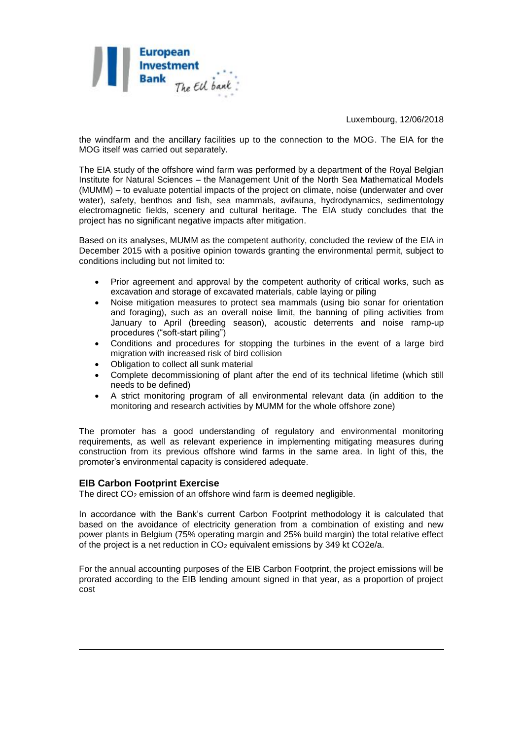the windfarm and the ancillary facilities up to the connection to the MOG. The EIA for the MOG itself was carried out separately.

The EIA study of the offshore wind farm was performed by a department of the Royal Belgian Institute for Natural Sciences – the Management Unit of the North Sea Mathematical Models (MUMM) – to evaluate potential impacts of the project on climate, noise (underwater and over water), safety, benthos and fish, sea mammals, avifauna, hydrodynamics, sedimentology electromagnetic fields, scenery and cultural heritage. The EIA study concludes that the project has no significant negative impacts after mitigation.

Based on its analyses, MUMM as the competent authority, concluded the review of the EIA in December 2015 with a positive opinion towards granting the environmental permit, subject to conditions including but not limited to:

- Prior agreement and approval by the competent authority of critical works, such as excavation and storage of excavated materials, cable laying or piling
- Noise mitigation measures to protect sea mammals (using bio sonar for orientation and foraging), such as an overall noise limit, the banning of piling activities from January to April (breeding season), acoustic deterrents and noise ramp-up procedures ("soft-start piling")
- Conditions and procedures for stopping the turbines in the event of a large bird migration with increased risk of bird collision
- Obligation to collect all sunk material
- Complete decommissioning of plant after the end of its technical lifetime (which still needs to be defined)
- A strict monitoring program of all environmental relevant data (in addition to the monitoring and research activities by MUMM for the whole offshore zone)

The promoter has a good understanding of regulatory and environmental monitoring requirements, as well as relevant experience in implementing mitigating measures during construction from its previous offshore wind farms in the same area. In light of this, the promoter's environmental capacity is considered adequate.

### EIB Carbon Footprint Exercise

The direct $CO_2$ emission of an offshore wind farm is deemed negligible.

In accordance with the Bank's current Carbon Footprint methodology it is calculated that based on the avoidance of electricity generation from a combination of existing and new power plants in Belgium (75% operating margin and 25% build margin) the total relative effect of the project is a net reduction in $CO_2$ equivalent emissions by 349 kt CO2e/a.

For the annual accounting purposes of the EIB Carbon Footprint, the project emissions will be prorated according to the EIB lending amount signed in that year, as a proportion of project cost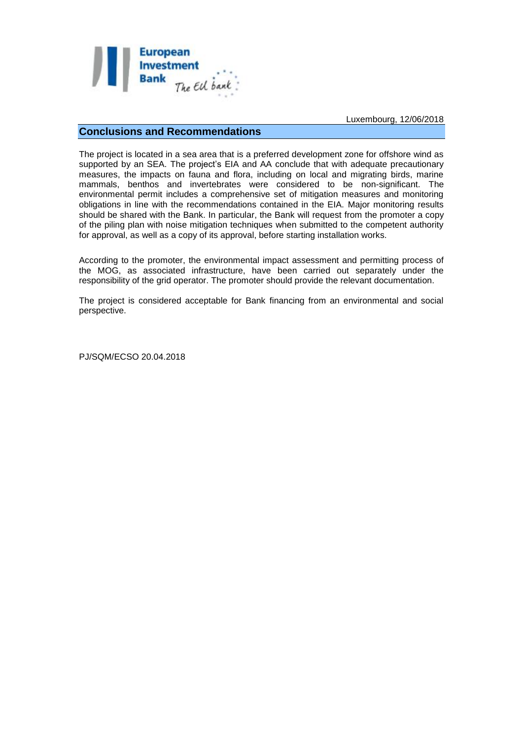Luxembourg, 12/06/2018

## Conclusions and Recommendations

The project is located in a sea area that is a preferred development zone for offshore wind as supported by an SEA. The project's EIA and AA conclude that with adequate precautionary measures, the impacts on fauna and flora, including on local and migrating birds, marine mammals, benthos and invertebrates were considered to be non-significant. The environmental permit includes a comprehensive set of mitigation measures and monitoring obligations in line with the recommendations contained in the EIA. Major monitoring results should be shared with the Bank. In particular, the Bank will request from the promoter a copy of the piling plan with noise mitigation techniques when submitted to the competent authority for approval, as well as a copy of its approval, before starting installation works.

According to the promoter, the environmental impact assessment and permitting process of the MOG, as associated infrastructure, have been carried out separately under the responsibility of the grid operator. The promoter should provide the relevant documentation.

The project is considered acceptable for Bank financing from an environmental and social perspective.

PJ/SQM/ECSO 20.04.2018